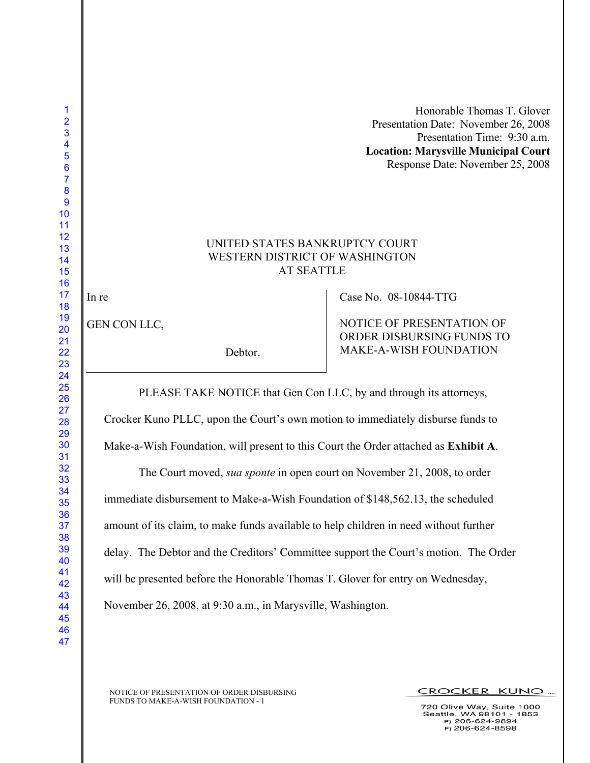Honorable Thomas T. Glover
Presentation Date: November 26, 2008
Presentation Time: 9:30 a.m.
**Location: Marysville Municipal Court**
Response Date: November 25, 2008

UNITED STATES BANKRUPTCY COURT
WESTERN DISTRICT OF WASHINGTON
AT SEATTLE

| In re<br><br>GEN CON LLC,<br><br>Debtor. | Case No. 08-10844-TTG<br><br>NOTICE OF PRESENTATION OF ORDER DISBURSING FUNDS TO MAKE-A-WISH FOUNDATION |
|---|---|

PLEASE TAKE NOTICE that Gen Con LLC, by and through its attorneys, Crocker Kuno PLLC, upon the Court's own motion to immediately disburse funds to Make-a-Wish Foundation, will present to this Court the Order attached as **Exhibit A**.

The Court moved, *sua sponte* in open court on November 21, 2008, to order immediate disbursement to Make-a-Wish Foundation of $148,562.13, the scheduled amount of its claim, to make funds available to help children in need without further delay. The Debtor and the Creditors' Committee support the Court's motion. The Order will be presented before the Honorable Thomas T. Glover for entry on Wednesday, November 26, 2008, at 9:30 a.m., in Marysville, Washington.

NOTICE OF PRESENTATION OF ORDER DISBURSING FUNDS TO MAKE-A-WISH FOUNDATION - 1

CROCKER KUNO PLLC
720 Olive Way, Suite 1000
Seattle, WA 98101 - 1853
P) 206-624-9894
F) 206-624-8598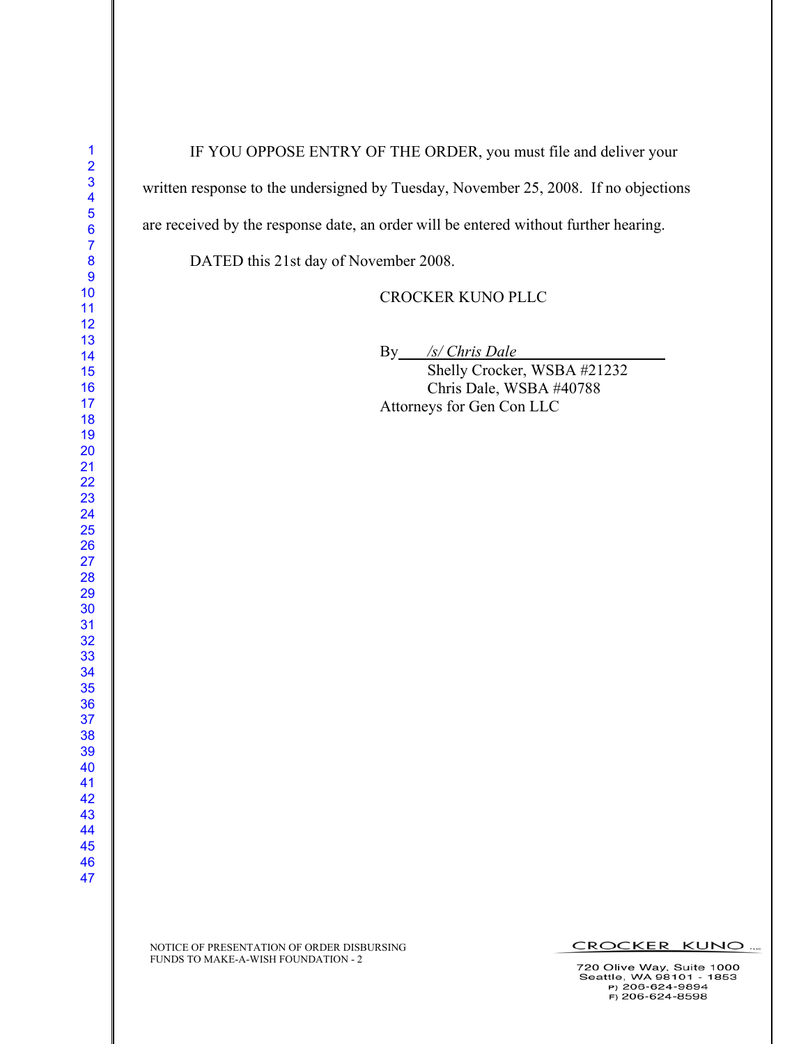IF YOU OPPOSE ENTRY OF THE ORDER, you must file and deliver your written response to the undersigned by Tuesday, November 25, 2008. If no objections are received by the response date, an order will be entered without further hearing.

DATED this 21st day of November 2008.

CROCKER KUNO PLLC

By *`/s/ Chris Dale`*
Shelly Crocker, WSBA #21232
Chris Dale, WSBA #40788
Attorneys for Gen Con LLC